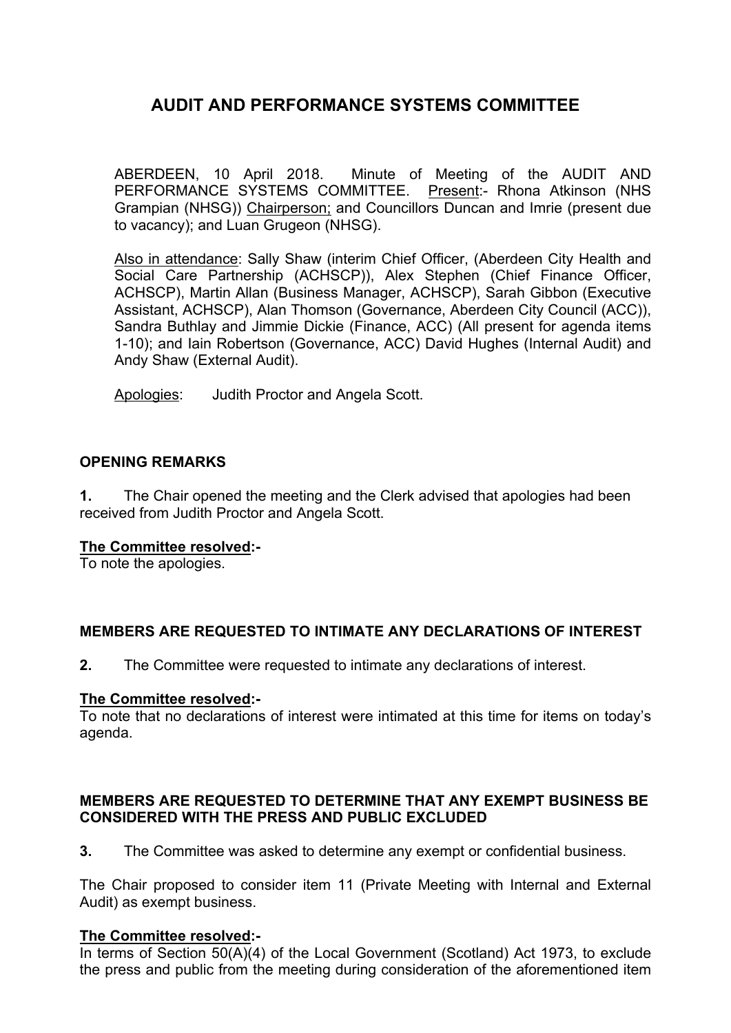# AUDIT AND PERFORMANCE SYSTEMS COMMITTEE

ABERDEEN, 10 April 2018. Minute of Meeting of the AUDIT AND PERFORMANCE SYSTEMS COMMITTEE. Present:- Rhona Atkinson (NHS Grampian (NHSG)) Chairperson; and Councillors Duncan and Imrie (present due to vacancy); and Luan Grugeon (NHSG).

Also in attendance: Sally Shaw (interim Chief Officer, (Aberdeen City Health and Social Care Partnership (ACHSCP)), Alex Stephen (Chief Finance Officer, ACHSCP), Martin Allan (Business Manager, ACHSCP), Sarah Gibbon (Executive Assistant, ACHSCP), Alan Thomson (Governance, Aberdeen City Council (ACC)), Sandra Buthlay and Jimmie Dickie (Finance, ACC) (All present for agenda items 1-10); and Iain Robertson (Governance, ACC) David Hughes (Internal Audit) and Andy Shaw (External Audit).

Apologies: Judith Proctor and Angela Scott.

## OPENING REMARKS

**1.** The Chair opened the meeting and the Clerk advised that apologies had been received from Judith Proctor and Angela Scott.

**The Committee resolved:-**
To note the apologies.

## MEMBERS ARE REQUESTED TO INTIMATE ANY DECLARATIONS OF INTEREST

**2.** The Committee were requested to intimate any declarations of interest.

**The Committee resolved:-**
To note that no declarations of interest were intimated at this time for items on today's agenda.

## MEMBERS ARE REQUESTED TO DETERMINE THAT ANY EXEMPT BUSINESS BE CONSIDERED WITH THE PRESS AND PUBLIC EXCLUDED

**3.** The Committee was asked to determine any exempt or confidential business.

The Chair proposed to consider item 11 (Private Meeting with Internal and External Audit) as exempt business.

**The Committee resolved:-**
In terms of Section 50(A)(4) of the Local Government (Scotland) Act 1973, to exclude the press and public from the meeting during consideration of the aforementioned item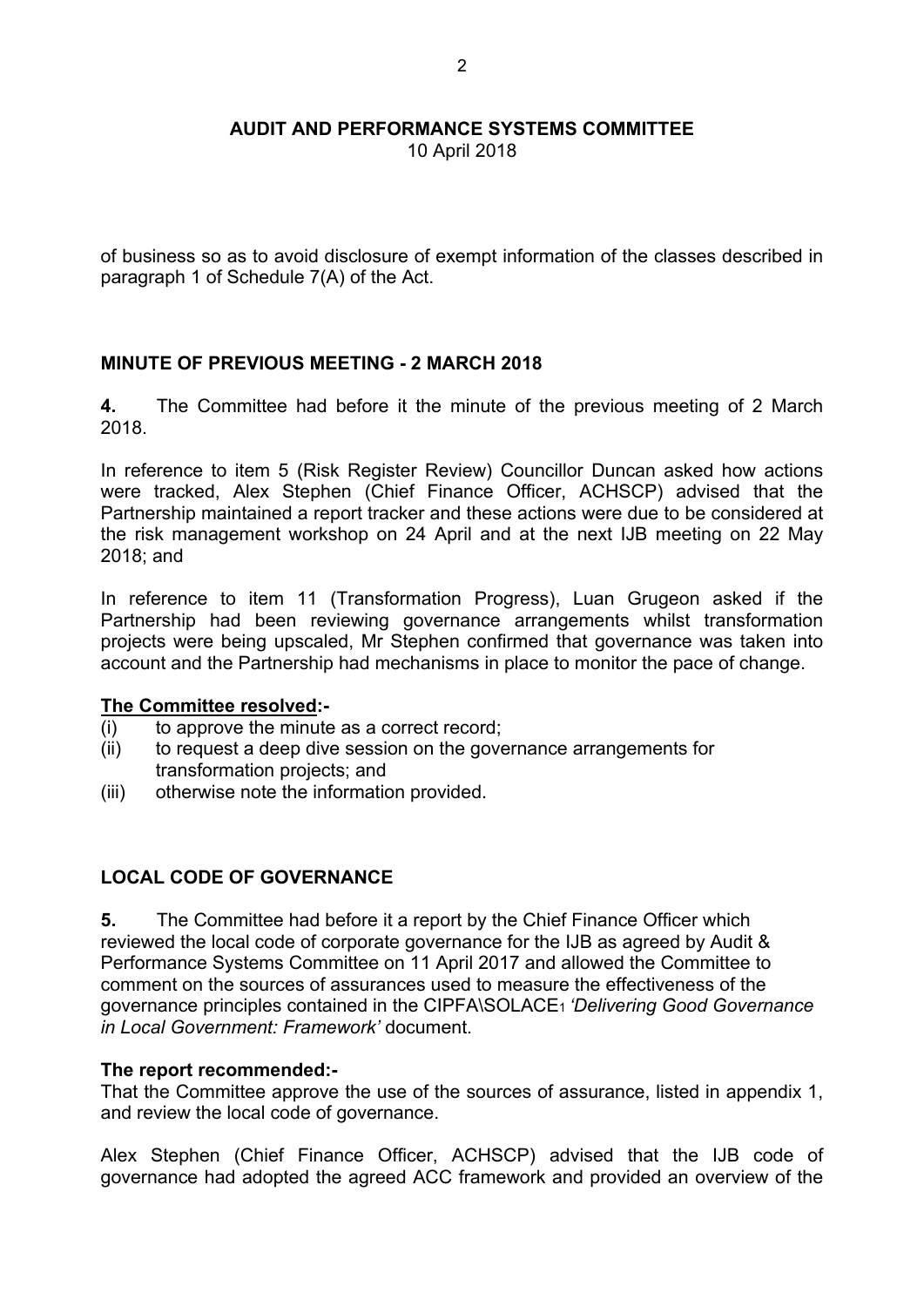**AUDIT AND PERFORMANCE SYSTEMS COMMITTEE**
10 April 2018

of business so as to avoid disclosure of exempt information of the classes described in paragraph 1 of Schedule 7(A) of the Act.

## MINUTE OF PREVIOUS MEETING - 2 MARCH 2018

**4.** The Committee had before it the minute of the previous meeting of 2 March 2018.

In reference to item 5 (Risk Register Review) Councillor Duncan asked how actions were tracked, Alex Stephen (Chief Finance Officer, ACHSCP) advised that the Partnership maintained a report tracker and these actions were due to be considered at the risk management workshop on 24 April and at the next IJB meeting on 22 May 2018; and

In reference to item 11 (Transformation Progress), Luan Grugeon asked if the Partnership had been reviewing governance arrangements whilst transformation projects were being upscaled, Mr Stephen confirmed that governance was taken into account and the Partnership had mechanisms in place to monitor the pace of change.

**The Committee resolved:-**

(i) to approve the minute as a correct record;
(ii) to request a deep dive session on the governance arrangements for transformation projects; and
(iii) otherwise note the information provided.

## LOCAL CODE OF GOVERNANCE

**5.** The Committee had before it a report by the Chief Finance Officer which reviewed the local code of corporate governance for the IJB as agreed by Audit & Performance Systems Committee on 11 April 2017 and allowed the Committee to comment on the sources of assurances used to measure the effectiveness of the governance principles contained in the CIPFA\SOLACE[1] *'Delivering Good Governance in Local Government: Framework'* document.

**The report recommended:-**
That the Committee approve the use of the sources of assurance, listed in appendix 1, and review the local code of governance.

Alex Stephen (Chief Finance Officer, ACHSCP) advised that the IJB code of governance had adopted the agreed ACC framework and provided an overview of the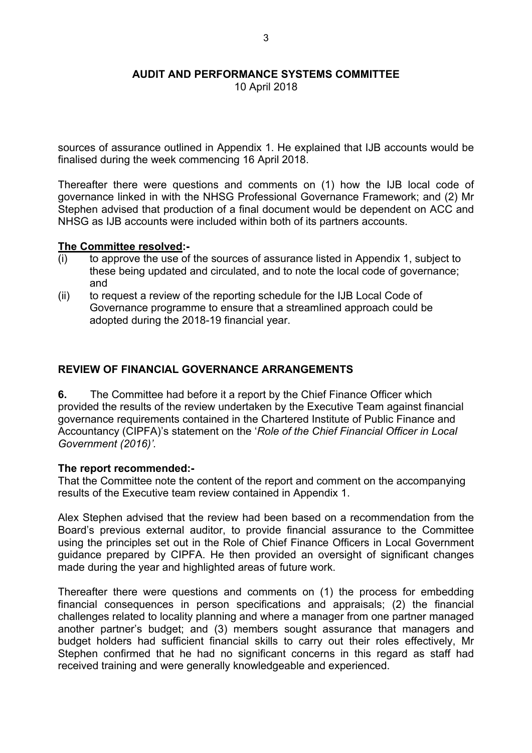sources of assurance outlined in Appendix 1. He explained that IJB accounts would be finalised during the week commencing 16 April 2018.

Thereafter there were questions and comments on (1) how the IJB local code of governance linked in with the NHSG Professional Governance Framework; and (2) Mr Stephen advised that production of a final document would be dependent on ACC and NHSG as IJB accounts were included within both of its partners accounts.

**The Committee resolved:-**

(i) to approve the use of the sources of assurance listed in Appendix 1, subject to these being updated and circulated, and to note the local code of governance; and

(ii) to request a review of the reporting schedule for the IJB Local Code of Governance programme to ensure that a streamlined approach could be adopted during the 2018-19 financial year.

## REVIEW OF FINANCIAL GOVERNANCE ARRANGEMENTS

**6.** The Committee had before it a report by the Chief Finance Officer which provided the results of the review undertaken by the Executive Team against financial governance requirements contained in the Chartered Institute of Public Finance and Accountancy (CIPFA)'s statement on the '*Role of the Chief Financial Officer in Local Government (2016)'*.

**The report recommended:-**

That the Committee note the content of the report and comment on the accompanying results of the Executive team review contained in Appendix 1.

Alex Stephen advised that the review had been based on a recommendation from the Board's previous external auditor, to provide financial assurance to the Committee using the principles set out in the Role of Chief Finance Officers in Local Government guidance prepared by CIPFA. He then provided an oversight of significant changes made during the year and highlighted areas of future work.

Thereafter there were questions and comments on (1) the process for embedding financial consequences in person specifications and appraisals; (2) the financial challenges related to locality planning and where a manager from one partner managed another partner's budget; and (3) members sought assurance that managers and budget holders had sufficient financial skills to carry out their roles effectively, Mr Stephen confirmed that he had no significant concerns in this regard as staff had received training and were generally knowledgeable and experienced.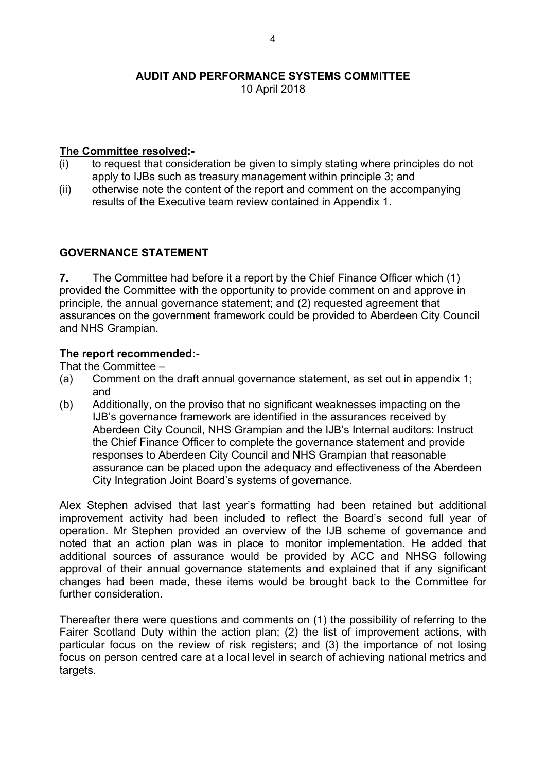**AUDIT AND PERFORMANCE SYSTEMS COMMITTEE**
10 April 2018

**<u>The Committee resolved</u>:-**

(i) to request that consideration be given to simply stating where principles do not apply to IJBs such as treasury management within principle 3; and
(ii) otherwise note the content of the report and comment on the accompanying results of the Executive team review contained in Appendix 1.

## GOVERNANCE STATEMENT

**7.** The Committee had before it a report by the Chief Finance Officer which (1) provided the Committee with the opportunity to provide comment on and approve in principle, the annual governance statement; and (2) requested agreement that assurances on the government framework could be provided to Aberdeen City Council and NHS Grampian.

**The report recommended:-**

That the Committee –

(a) Comment on the draft annual governance statement, as set out in appendix 1; and
(b) Additionally, on the proviso that no significant weaknesses impacting on the IJB's governance framework are identified in the assurances received by Aberdeen City Council, NHS Grampian and the IJB's Internal auditors: Instruct the Chief Finance Officer to complete the governance statement and provide responses to Aberdeen City Council and NHS Grampian that reasonable assurance can be placed upon the adequacy and effectiveness of the Aberdeen City Integration Joint Board's systems of governance.

Alex Stephen advised that last year's formatting had been retained but additional improvement activity had been included to reflect the Board's second full year of operation. Mr Stephen provided an overview of the IJB scheme of governance and noted that an action plan was in place to monitor implementation. He added that additional sources of assurance would be provided by ACC and NHSG following approval of their annual governance statements and explained that if any significant changes had been made, these items would be brought back to the Committee for further consideration.

Thereafter there were questions and comments on (1) the possibility of referring to the Fairer Scotland Duty within the action plan; (2) the list of improvement actions, with particular focus on the review of risk registers; and (3) the importance of not losing focus on person centred care at a local level in search of achieving national metrics and targets.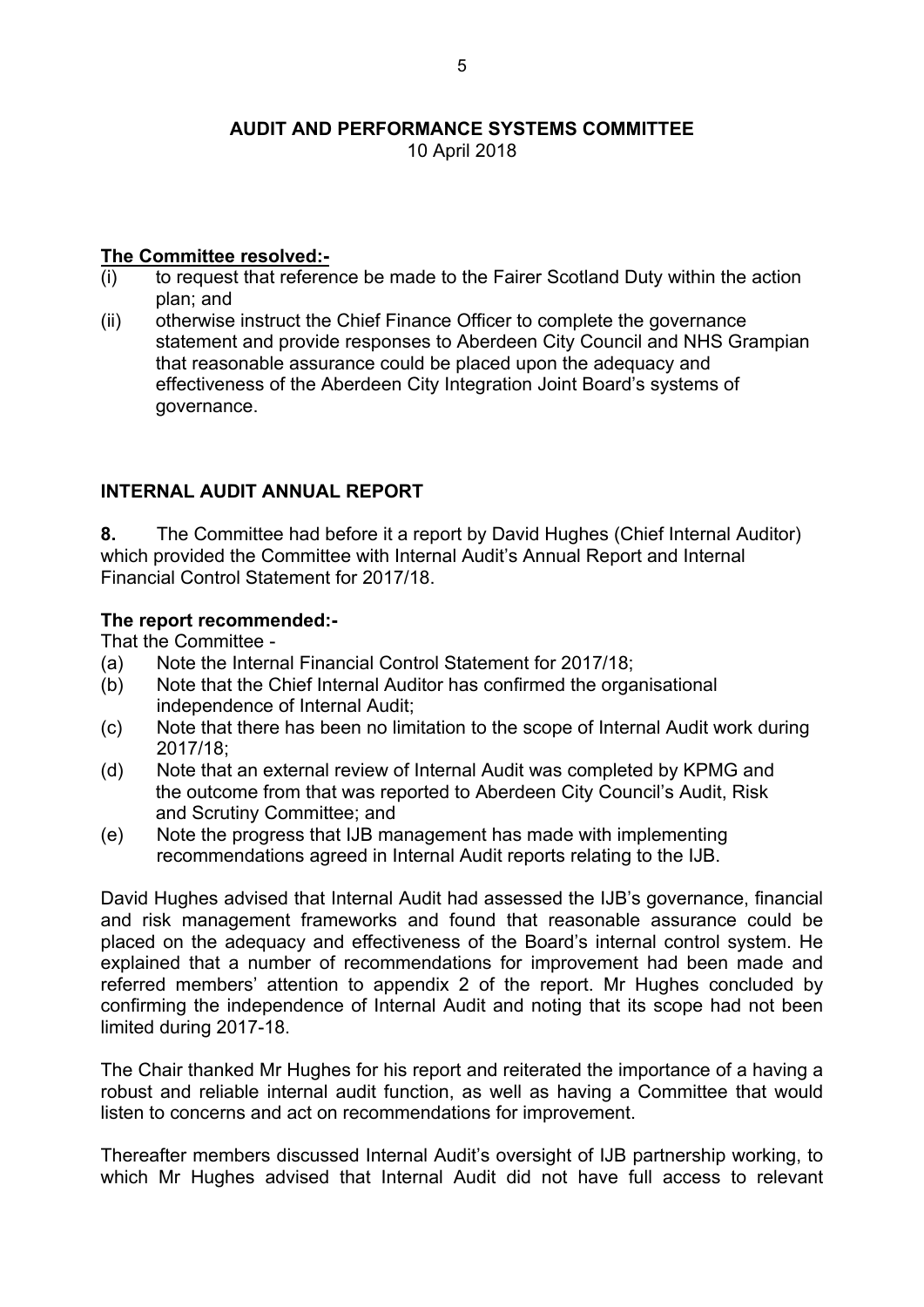**AUDIT AND PERFORMANCE SYSTEMS COMMITTEE**
10 April 2018

**The Committee resolved:-**

(i) to request that reference be made to the Fairer Scotland Duty within the action plan; and
(ii) otherwise instruct the Chief Finance Officer to complete the governance statement and provide responses to Aberdeen City Council and NHS Grampian that reasonable assurance could be placed upon the adequacy and effectiveness of the Aberdeen City Integration Joint Board's systems of governance.

## INTERNAL AUDIT ANNUAL REPORT

**8.** The Committee had before it a report by David Hughes (Chief Internal Auditor) which provided the Committee with Internal Audit's Annual Report and Internal Financial Control Statement for 2017/18.

**The report recommended:-**

That the Committee -

(a) Note the Internal Financial Control Statement for 2017/18;
(b) Note that the Chief Internal Auditor has confirmed the organisational independence of Internal Audit;
(c) Note that there has been no limitation to the scope of Internal Audit work during 2017/18;
(d) Note that an external review of Internal Audit was completed by KPMG and the outcome from that was reported to Aberdeen City Council's Audit, Risk and Scrutiny Committee; and
(e) Note the progress that IJB management has made with implementing recommendations agreed in Internal Audit reports relating to the IJB.

David Hughes advised that Internal Audit had assessed the IJB's governance, financial and risk management frameworks and found that reasonable assurance could be placed on the adequacy and effectiveness of the Board's internal control system. He explained that a number of recommendations for improvement had been made and referred members' attention to appendix 2 of the report. Mr Hughes concluded by confirming the independence of Internal Audit and noting that its scope had not been limited during 2017-18.

The Chair thanked Mr Hughes for his report and reiterated the importance of a having a robust and reliable internal audit function, as well as having a Committee that would listen to concerns and act on recommendations for improvement.

Thereafter members discussed Internal Audit's oversight of IJB partnership working, to which Mr Hughes advised that Internal Audit did not have full access to relevant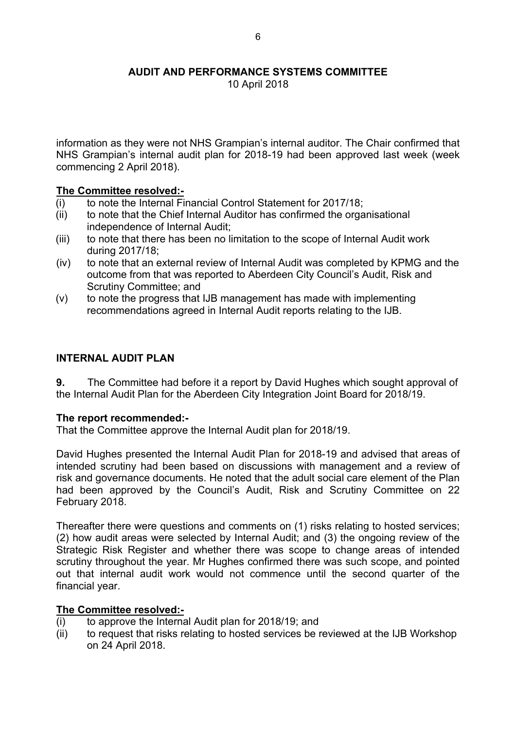information as they were not NHS Grampian's internal auditor. The Chair confirmed that NHS Grampian's internal audit plan for 2018-19 had been approved last week (week commencing 2 April 2018).

**The Committee resolved:-**

(i) to note the Internal Financial Control Statement for 2017/18;
(ii) to note that the Chief Internal Auditor has confirmed the organisational independence of Internal Audit;
(iii) to note that there has been no limitation to the scope of Internal Audit work during 2017/18;
(iv) to note that an external review of Internal Audit was completed by KPMG and the outcome from that was reported to Aberdeen City Council's Audit, Risk and Scrutiny Committee; and
(v) to note the progress that IJB management has made with implementing recommendations agreed in Internal Audit reports relating to the IJB.

## INTERNAL AUDIT PLAN

**9.** The Committee had before it a report by David Hughes which sought approval of the Internal Audit Plan for the Aberdeen City Integration Joint Board for 2018/19.

**The report recommended:-**

That the Committee approve the Internal Audit plan for 2018/19.

David Hughes presented the Internal Audit Plan for 2018-19 and advised that areas of intended scrutiny had been based on discussions with management and a review of risk and governance documents. He noted that the adult social care element of the Plan had been approved by the Council's Audit, Risk and Scrutiny Committee on 22 February 2018.

Thereafter there were questions and comments on (1) risks relating to hosted services; (2) how audit areas were selected by Internal Audit; and (3) the ongoing review of the Strategic Risk Register and whether there was scope to change areas of intended scrutiny throughout the year. Mr Hughes confirmed there was such scope, and pointed out that internal audit work would not commence until the second quarter of the financial year.

**The Committee resolved:-**

(i) to approve the Internal Audit plan for 2018/19; and
(ii) to request that risks relating to hosted services be reviewed at the IJB Workshop on 24 April 2018.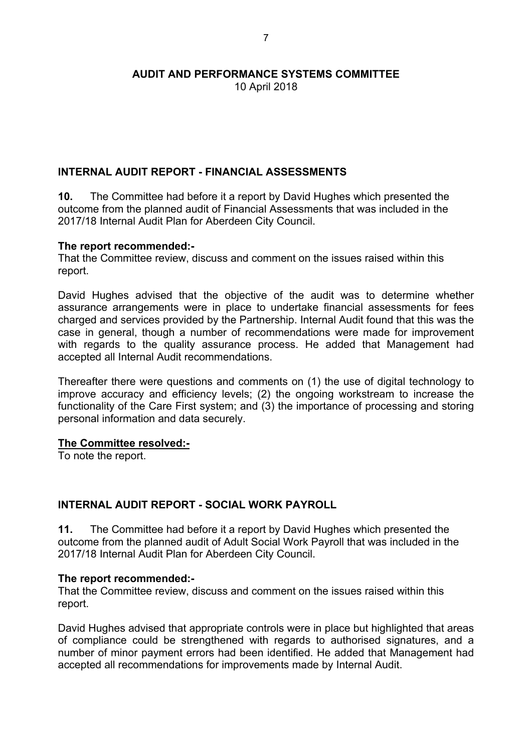**AUDIT AND PERFORMANCE SYSTEMS COMMITTEE**
10 April 2018

## INTERNAL AUDIT REPORT - FINANCIAL ASSESSMENTS

**10.** The Committee had before it a report by David Hughes which presented the outcome from the planned audit of Financial Assessments that was included in the 2017/18 Internal Audit Plan for Aberdeen City Council.

**The report recommended:-**
That the Committee review, discuss and comment on the issues raised within this report.

David Hughes advised that the objective of the audit was to determine whether assurance arrangements were in place to undertake financial assessments for fees charged and services provided by the Partnership. Internal Audit found that this was the case in general, though a number of recommendations were made for improvement with regards to the quality assurance process. He added that Management had accepted all Internal Audit recommendations.

Thereafter there were questions and comments on (1) the use of digital technology to improve accuracy and efficiency levels; (2) the ongoing workstream to increase the functionality of the Care First system; and (3) the importance of processing and storing personal information and data securely.

**The Committee resolved:-**
To note the report.

## INTERNAL AUDIT REPORT - SOCIAL WORK PAYROLL

**11.** The Committee had before it a report by David Hughes which presented the outcome from the planned audit of Adult Social Work Payroll that was included in the 2017/18 Internal Audit Plan for Aberdeen City Council.

**The report recommended:-**
That the Committee review, discuss and comment on the issues raised within this report.

David Hughes advised that appropriate controls were in place but highlighted that areas of compliance could be strengthened with regards to authorised signatures, and a number of minor payment errors had been identified. He added that Management had accepted all recommendations for improvements made by Internal Audit.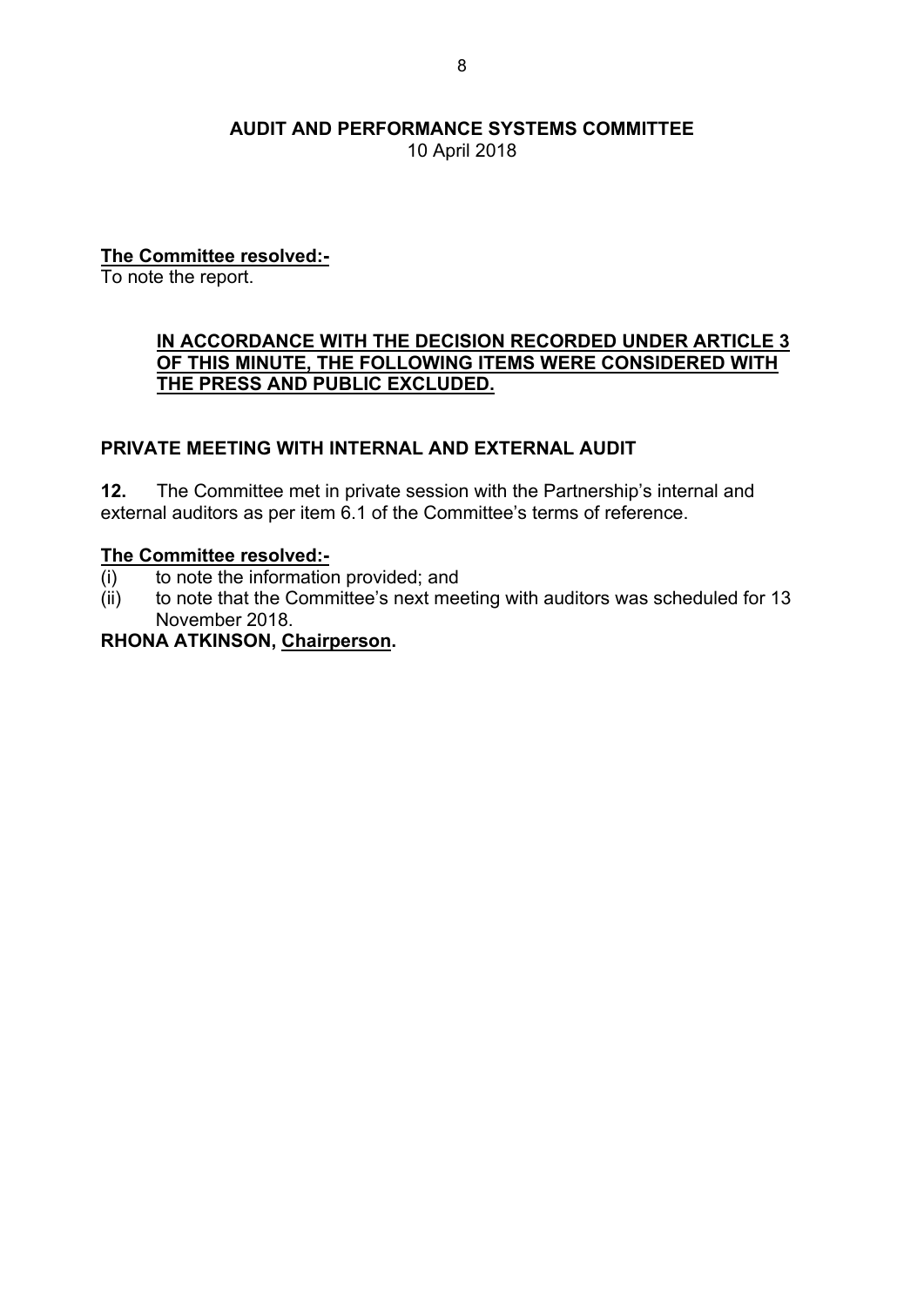**AUDIT AND PERFORMANCE SYSTEMS COMMITTEE**
10 April 2018

**The Committee resolved:-**
To note the report.

**IN ACCORDANCE WITH THE DECISION RECORDED UNDER ARTICLE 3 OF THIS MINUTE, THE FOLLOWING ITEMS WERE CONSIDERED WITH THE PRESS AND PUBLIC EXCLUDED.**

**PRIVATE MEETING WITH INTERNAL AND EXTERNAL AUDIT**

**12.** The Committee met in private session with the Partnership's internal and external auditors as per item 6.1 of the Committee's terms of reference.

**The Committee resolved:-**
(i) to note the information provided; and
(ii) to note that the Committee's next meeting with auditors was scheduled for 13 November 2018.

**RHONA ATKINSON, Chairperson.**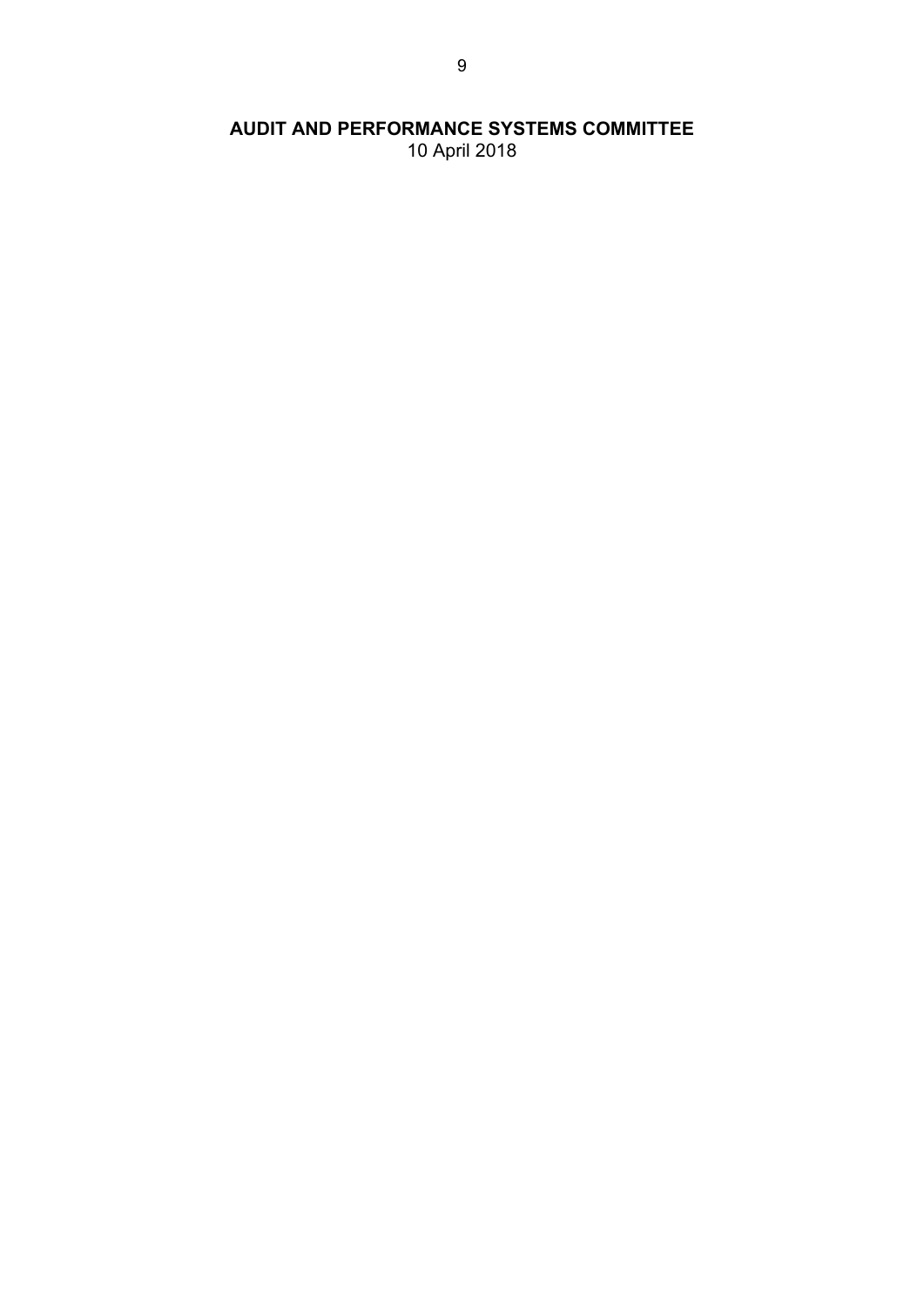**AUDIT AND PERFORMANCE SYSTEMS COMMITTEE**
10 April 2018